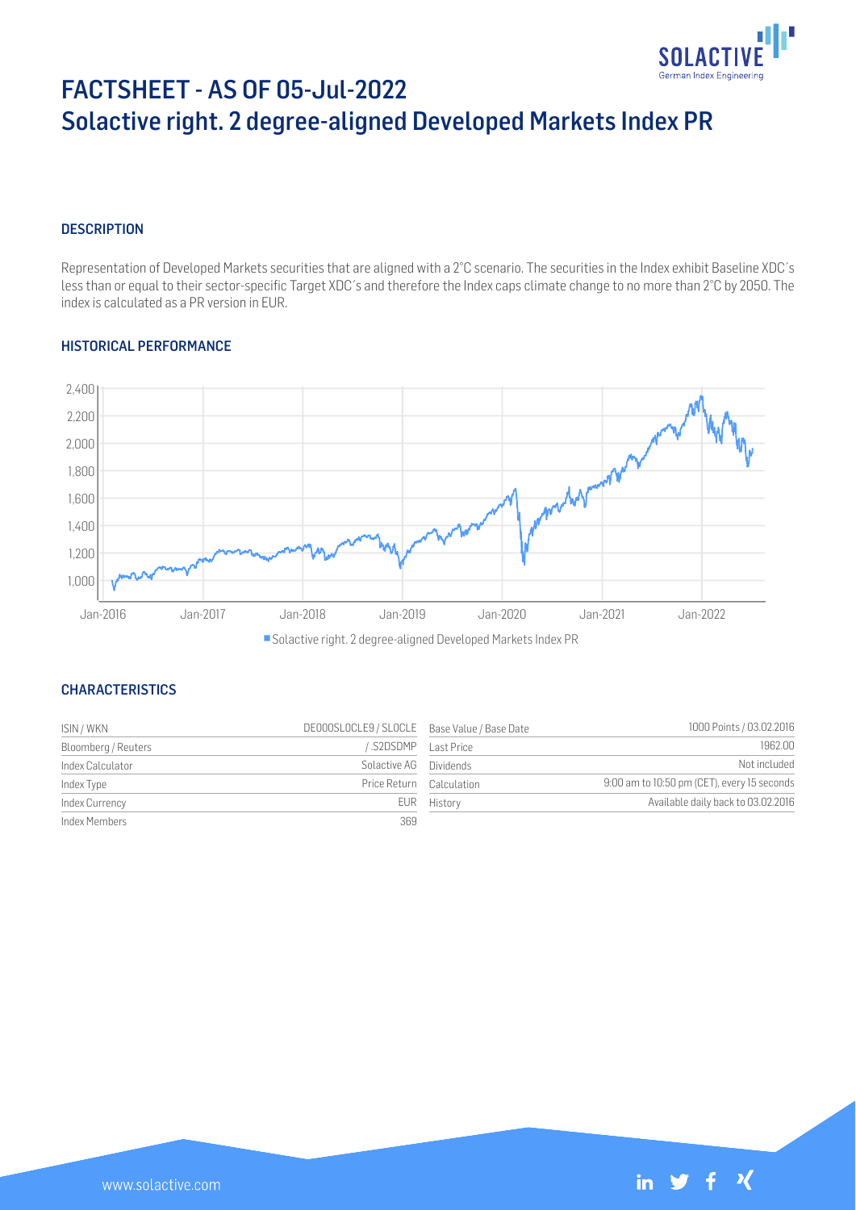# FACTSHEET - AS OF 05-Jul-2022
# Solactive right. 2 degree-aligned Developed Markets Index PR

## DESCRIPTION

Representation of Developed Markets securities that are aligned with a 2°C scenario. The securities in the Index exhibit Baseline XDC´s less than or equal to their sector-specific Target XDC´s and therefore the Index caps climate change to no more than 2°C by 2050. The index is calculated as a PR version in EUR.

## HISTORICAL PERFORMANCE

■ Solactive right. 2 degree-aligned Developed Markets Index PR

## CHARACTERISTICS

| | | | |
|---|---|---|---|
| ISIN / WKN | DE000SL0CLE9 / SL0CLE | Base Value / Base Date | 1000 Points / 03.02.2016 |
| Bloomberg / Reuters | / .S2DSDMP | Last Price | 1962.00 |
| Index Calculator | Solactive AG | Dividends | Not included |
| Index Type | Price Return | Calculation | 9:00 am to 10:50 pm (CET), every 15 seconds |
| Index Currency | EUR | History | Available daily back to 03.02.2016 |
| Index Members | 369 | | |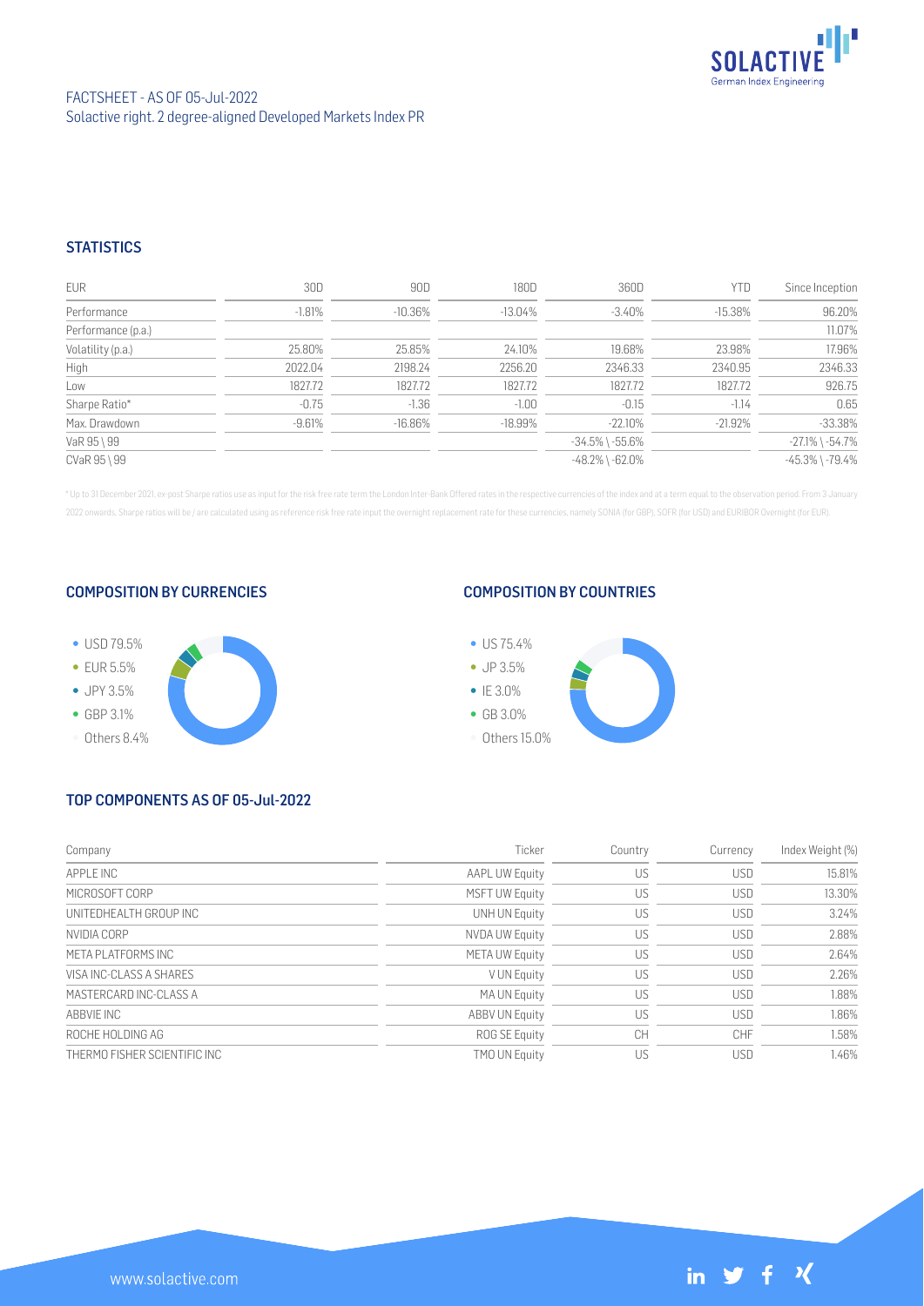FACTSHEET - AS OF 05-Jul-2022
Solactive right. 2 degree-aligned Developed Markets Index PR

## STATISTICS

| EUR | 30D | 90D | 180D | 360D | YTD | Since Inception |
|---|---|---|---|---|---|---|
| Performance | -1.81% | -10.36% | -13.04% | -3.40% | -15.38% | 96.20% |
| Performance (p.a.) | | | | | | 11.07% |
| Volatility (p.a.) | 25.80% | 25.85% | 24.10% | 19.68% | 23.98% | 17.96% |
| High | 2022.04 | 2198.24 | 2256.20 | 2346.33 | 2340.95 | 2346.33 |
| Low | 1827.72 | 1827.72 | 1827.72 | 1827.72 | 1827.72 | 926.75 |
| Sharpe Ratio* | -0.75 | -1.36 | -1.00 | -0.15 | -1.14 | 0.65 |
| Max. Drawdown | -9.61% | -16.86% | -18.99% | -22.10% | -21.92% | -33.38% |
| VaR 95 \ 99 | | | | -34.5% \ -55.6% | | -27.1% \ -54.7% |
| CVaR 95 \ 99 | | | | -48.2% \ -62.0% | | -45.3% \ -79.4% |

\* Up to 31 December 2021, ex-post Sharpe ratios use as input for the risk free rate term the London Inter-Bank Offered rates in the respective currencies of the index and at a term equal to the observation period. From 3 January 2022 onwards, Sharpe ratios will be / are calculated using as reference risk free rate input the overnight replacement rate for these currencies, namely SONIA (for GBP), SOFR (for USD) and EURIBOR Overnight (for EUR).

## COMPOSITION BY CURRENCIES

- USD 79.5%
- EUR 5.5%
- JPY 3.5%
- GBP 3.1%
- Others 8.4%

## COMPOSITION BY COUNTRIES

- US 75.4%
- JP 3.5%
- IE 3.0%
- GB 3.0%
- Others 15.0%

## TOP COMPONENTS AS OF 05-Jul-2022

| Company | Ticker | Country | Currency | Index Weight (%) |
|---|---|---|---|---|
| APPLE INC | AAPL UW Equity | US | USD | 15.81% |
| MICROSOFT CORP | MSFT UW Equity | US | USD | 13.30% |
| UNITEDHEALTH GROUP INC | UNH UN Equity | US | USD | 3.24% |
| NVIDIA CORP | NVDA UW Equity | US | USD | 2.88% |
| META PLATFORMS INC | META UW Equity | US | USD | 2.64% |
| VISA INC-CLASS A SHARES | V UN Equity | US | USD | 2.26% |
| MASTERCARD INC-CLASS A | MA UN Equity | US | USD | 1.88% |
| ABBVIE INC | ABBV UN Equity | US | USD | 1.86% |
| ROCHE HOLDING AG | ROG SE Equity | CH | CHF | 1.58% |
| THERMO FISHER SCIENTIFIC INC | TMO UN Equity | US | USD | 1.46% |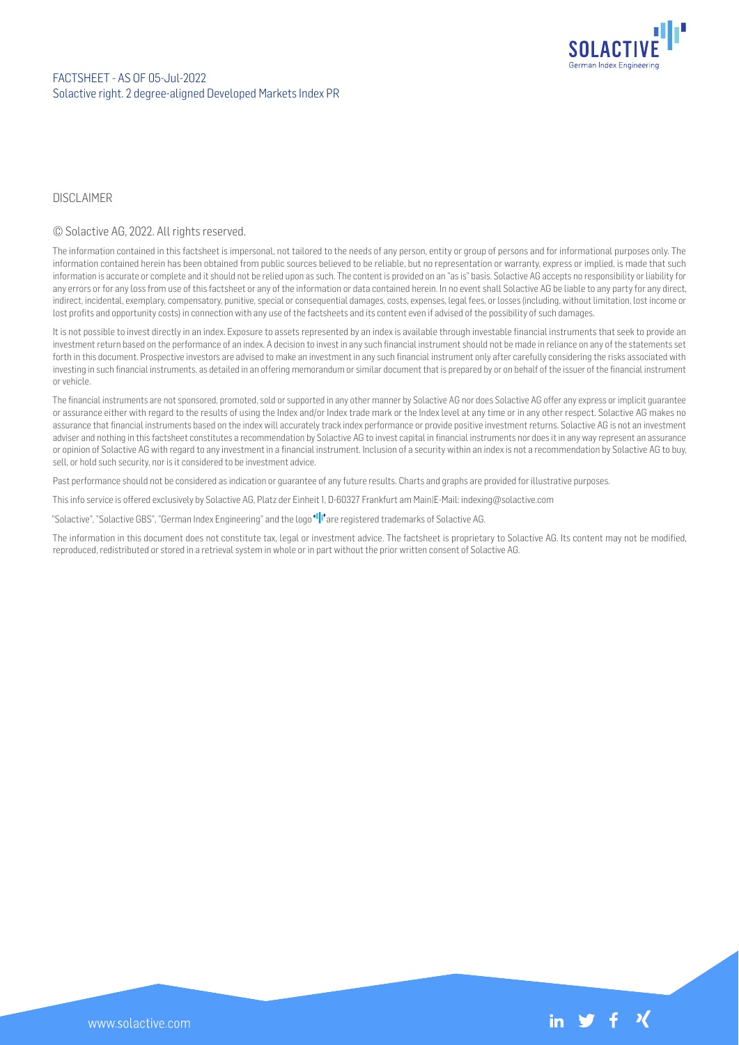## DISCLAIMER

© Solactive AG, 2022. All rights reserved.

The information contained in this factsheet is impersonal, not tailored to the needs of any person, entity or group of persons and for informational purposes only. The information contained herein has been obtained from public sources believed to be reliable, but no representation or warranty, express or implied, is made that such information is accurate or complete and it should not be relied upon as such. The content is provided on an "as is" basis. Solactive AG accepts no responsibility or liability for any errors or for any loss from use of this factsheet or any of the information or data contained herein. In no event shall Solactive AG be liable to any party for any direct, indirect, incidental, exemplary, compensatory, punitive, special or consequential damages, costs, expenses, legal fees, or losses (including, without limitation, lost income or lost profits and opportunity costs) in connection with any use of the factsheets and its content even if advised of the possibility of such damages.

It is not possible to invest directly in an index. Exposure to assets represented by an index is available through investable financial instruments that seek to provide an investment return based on the performance of an index. A decision to invest in any such financial instrument should not be made in reliance on any of the statements set forth in this document. Prospective investors are advised to make an investment in any such financial instrument only after carefully considering the risks associated with investing in such financial instruments, as detailed in an offering memorandum or similar document that is prepared by or on behalf of the issuer of the financial instrument or vehicle.

The financial instruments are not sponsored, promoted, sold or supported in any other manner by Solactive AG nor does Solactive AG offer any express or implicit guarantee or assurance either with regard to the results of using the Index and/or Index trade mark or the Index level at any time or in any other respect. Solactive AG makes no assurance that financial instruments based on the index will accurately track index performance or provide positive investment returns. Solactive AG is not an investment adviser and nothing in this factsheet constitutes a recommendation by Solactive AG to invest capital in financial instruments nor does it in any way represent an assurance or opinion of Solactive AG with regard to any investment in a financial instrument. Inclusion of a security within an index is not a recommendation by Solactive AG to buy, sell, or hold such security, nor is it considered to be investment advice.

Past performance should not be considered as indication or guarantee of any future results. Charts and graphs are provided for illustrative purposes.

This info service is offered exclusively by Solactive AG, Platz der Einheit 1, D-60327 Frankfurt am Main|E-Mail: indexing@solactive.com

"Solactive", "Solactive GBS", "German Index Engineering" and the logo are registered trademarks of Solactive AG.

The information in this document does not constitute tax, legal or investment advice. The factsheet is proprietary to Solactive AG. Its content may not be modified, reproduced, redistributed or stored in a retrieval system in whole or in part without the prior written consent of Solactive AG.